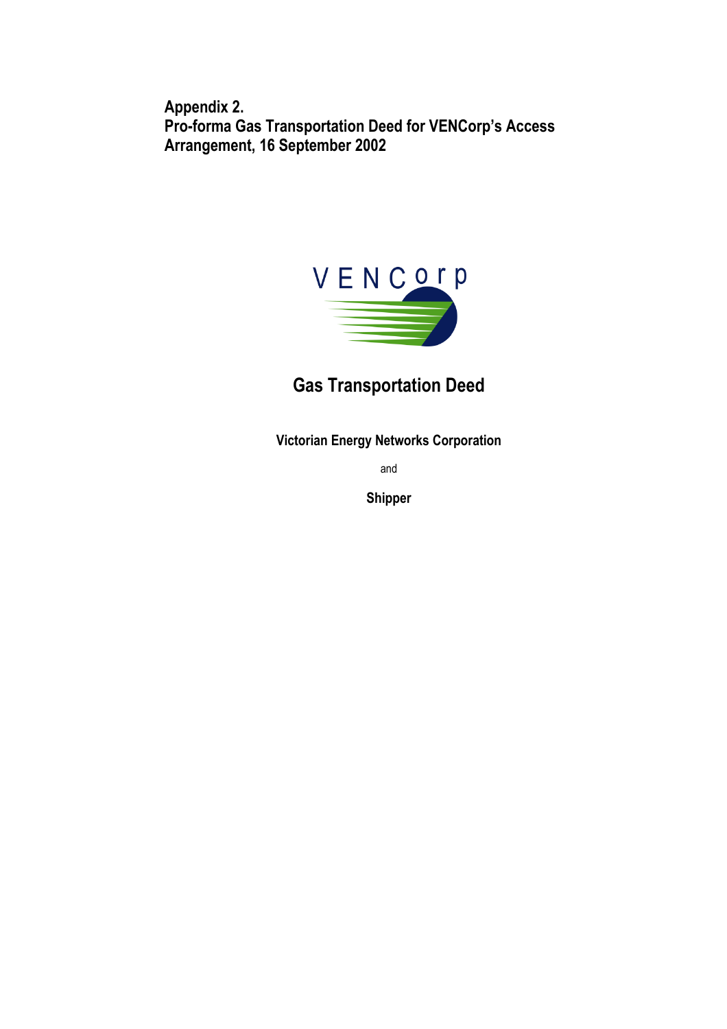**Appendix 2.**
**Pro-forma Gas Transportation Deed for VENCorp's Access Arrangement, 16 September 2002**

VENCorp

# Gas Transportation Deed

**Victorian Energy Networks Corporation**

and

**Shipper**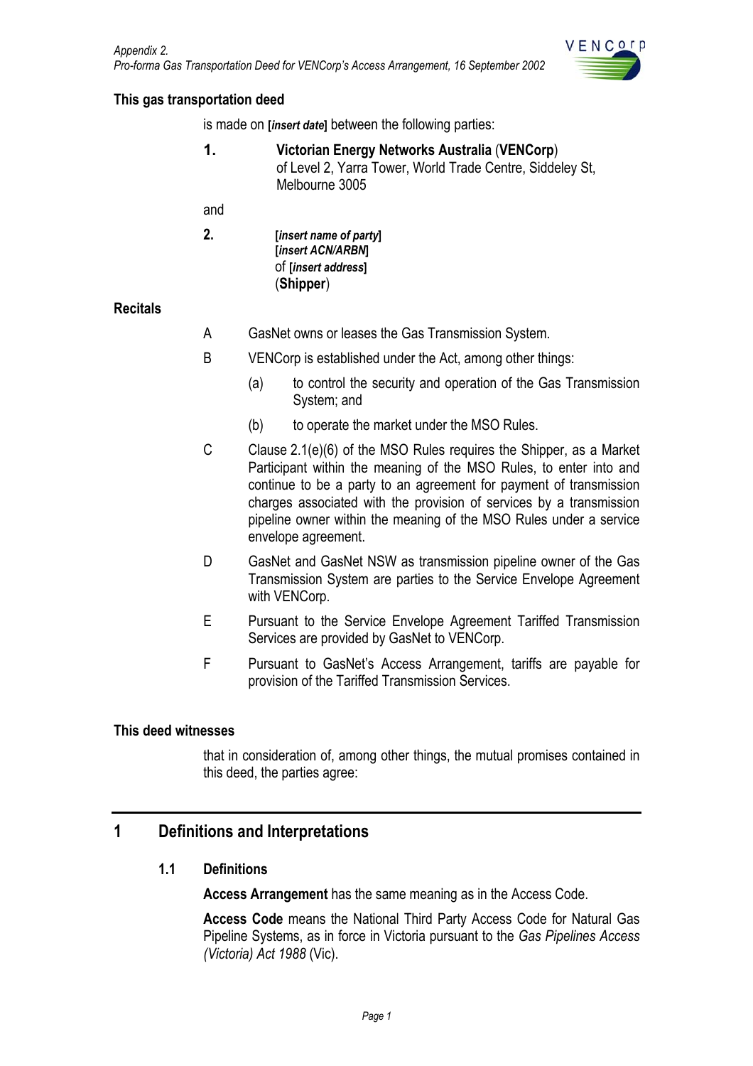## This gas transportation deed

is made on **[*insert date*]** between the following parties:

**1.** **Victorian Energy Networks Australia** (**VENCorp**)
of Level 2, Yarra Tower, World Trade Centre, Siddeley St, Melbourne 3005

and

**2.** **[*insert name of party*]**
**[*insert ACN/ARBN*]**
of **[*insert address*]**
(**Shipper**)

## Recitals

A GasNet owns or leases the Gas Transmission System.

B VENCorp is established under the Act, among other things:

(a) to control the security and operation of the Gas Transmission System; and

(b) to operate the market under the MSO Rules.

C Clause 2.1(e)(6) of the MSO Rules requires the Shipper, as a Market Participant within the meaning of the MSO Rules, to enter into and continue to be a party to an agreement for payment of transmission charges associated with the provision of services by a transmission pipeline owner within the meaning of the MSO Rules under a service envelope agreement.

D GasNet and GasNet NSW as transmission pipeline owner of the Gas Transmission System are parties to the Service Envelope Agreement with VENCorp.

E Pursuant to the Service Envelope Agreement Tariffed Transmission Services are provided by GasNet to VENCorp.

F Pursuant to GasNet's Access Arrangement, tariffs are payable for provision of the Tariffed Transmission Services.

## This deed witnesses

that in consideration of, among other things, the mutual promises contained in this deed, the parties agree:

# 1 Definitions and Interpretations

## 1.1 Definitions

**Access Arrangement** has the same meaning as in the Access Code.

**Access Code** means the National Third Party Access Code for Natural Gas Pipeline Systems, as in force in Victoria pursuant to the *Gas Pipelines Access (Victoria) Act 1988* (Vic).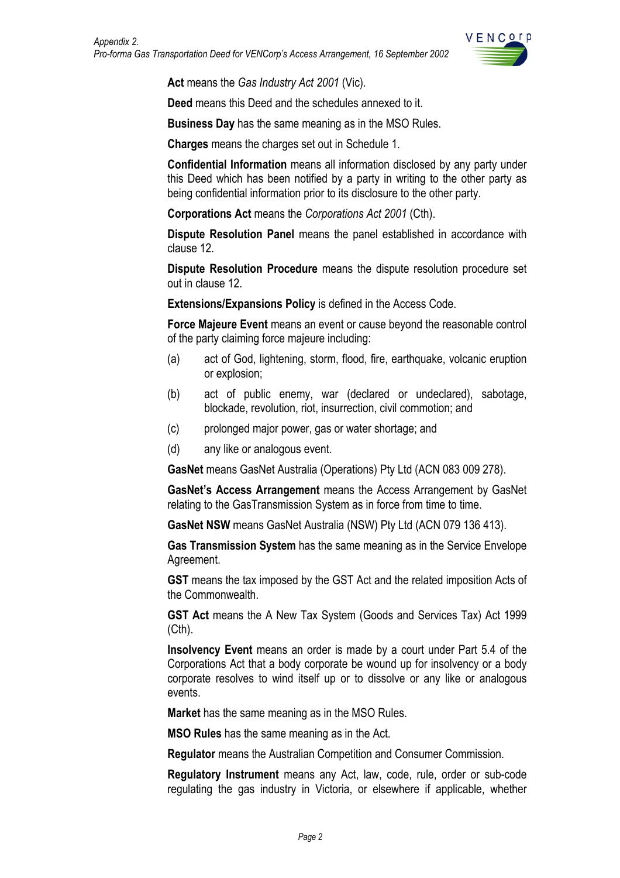**Act** means the *Gas Industry Act 2001* (Vic).

**Deed** means this Deed and the schedules annexed to it.

**Business Day** has the same meaning as in the MSO Rules.

**Charges** means the charges set out in Schedule 1.

**Confidential Information** means all information disclosed by any party under this Deed which has been notified by a party in writing to the other party as being confidential information prior to its disclosure to the other party.

**Corporations Act** means the *Corporations Act 2001* (Cth).

**Dispute Resolution Panel** means the panel established in accordance with clause 12.

**Dispute Resolution Procedure** means the dispute resolution procedure set out in clause 12.

**Extensions/Expansions Policy** is defined in the Access Code.

**Force Majeure Event** means an event or cause beyond the reasonable control of the party claiming force majeure including:

(a) act of God, lightening, storm, flood, fire, earthquake, volcanic eruption or explosion;

(b) act of public enemy, war (declared or undeclared), sabotage, blockade, revolution, riot, insurrection, civil commotion; and

(c) prolonged major power, gas or water shortage; and

(d) any like or analogous event.

**GasNet** means GasNet Australia (Operations) Pty Ltd (ACN 083 009 278).

**GasNet's Access Arrangement** means the Access Arrangement by GasNet relating to the GasTransmission System as in force from time to time.

**GasNet NSW** means GasNet Australia (NSW) Pty Ltd (ACN 079 136 413).

**Gas Transmission System** has the same meaning as in the Service Envelope Agreement.

**GST** means the tax imposed by the GST Act and the related imposition Acts of the Commonwealth.

**GST Act** means the A New Tax System (Goods and Services Tax) Act 1999 (Cth).

**Insolvency Event** means an order is made by a court under Part 5.4 of the Corporations Act that a body corporate be wound up for insolvency or a body corporate resolves to wind itself up or to dissolve or any like or analogous events.

**Market** has the same meaning as in the MSO Rules.

**MSO Rules** has the same meaning as in the Act.

**Regulator** means the Australian Competition and Consumer Commission.

**Regulatory Instrument** means any Act, law, code, rule, order or sub-code regulating the gas industry in Victoria, or elsewhere if applicable, whether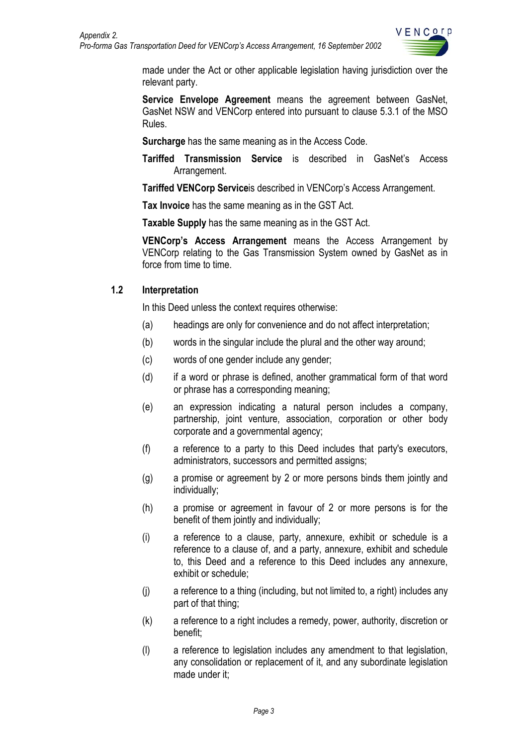made under the Act or other applicable legislation having jurisdiction over the relevant party.

**Service Envelope Agreement** means the agreement between GasNet, GasNet NSW and VENCorp entered into pursuant to clause 5.3.1 of the MSO Rules.

**Surcharge** has the same meaning as in the Access Code.

**Tariffed Transmission Service** is described in GasNet's Access Arrangement.

**Tariffed VENCorp Service**is described in VENCorp's Access Arrangement.

**Tax Invoice** has the same meaning as in the GST Act.

**Taxable Supply** has the same meaning as in the GST Act.

**VENCorp's Access Arrangement** means the Access Arrangement by VENCorp relating to the Gas Transmission System owned by GasNet as in force from time to time.

## 1.2 Interpretation

In this Deed unless the context requires otherwise:

(a) headings are only for convenience and do not affect interpretation;

(b) words in the singular include the plural and the other way around;

(c) words of one gender include any gender;

(d) if a word or phrase is defined, another grammatical form of that word or phrase has a corresponding meaning;

(e) an expression indicating a natural person includes a company, partnership, joint venture, association, corporation or other body corporate and a governmental agency;

(f) a reference to a party to this Deed includes that party's executors, administrators, successors and permitted assigns;

(g) a promise or agreement by 2 or more persons binds them jointly and individually;

(h) a promise or agreement in favour of 2 or more persons is for the benefit of them jointly and individually;

(i) a reference to a clause, party, annexure, exhibit or schedule is a reference to a clause of, and a party, annexure, exhibit and schedule to, this Deed and a reference to this Deed includes any annexure, exhibit or schedule;

(j) a reference to a thing (including, but not limited to, a right) includes any part of that thing;

(k) a reference to a right includes a remedy, power, authority, discretion or benefit;

(l) a reference to legislation includes any amendment to that legislation, any consolidation or replacement of it, and any subordinate legislation made under it;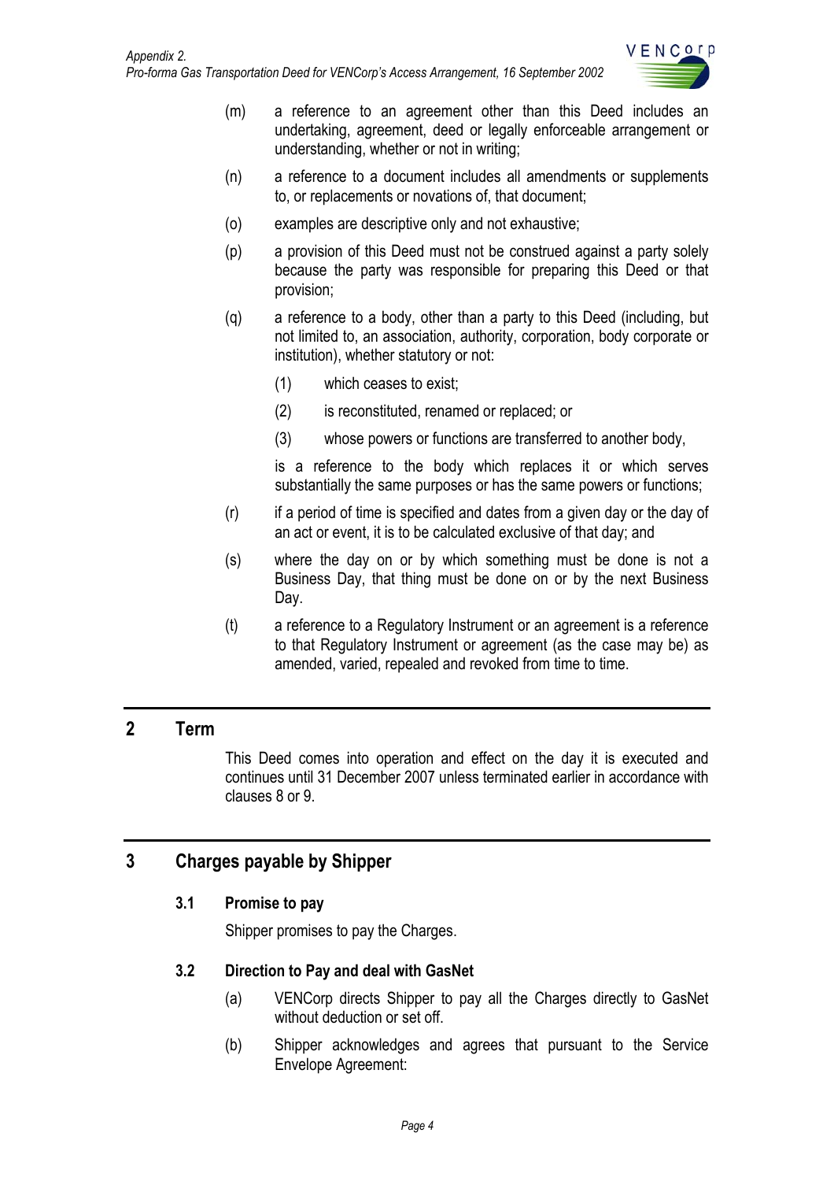(m) a reference to an agreement other than this Deed includes an undertaking, agreement, deed or legally enforceable arrangement or understanding, whether or not in writing;

(n) a reference to a document includes all amendments or supplements to, or replacements or novations of, that document;

(o) examples are descriptive only and not exhaustive;

(p) a provision of this Deed must not be construed against a party solely because the party was responsible for preparing this Deed or that provision;

(q) a reference to a body, other than a party to this Deed (including, but not limited to, an association, authority, corporation, body corporate or institution), whether statutory or not:

   (1) which ceases to exist;

   (2) is reconstituted, renamed or replaced; or

   (3) whose powers or functions are transferred to another body,

   is a reference to the body which replaces it or which serves substantially the same purposes or has the same powers or functions;

(r) if a period of time is specified and dates from a given day or the day of an act or event, it is to be calculated exclusive of that day; and

(s) where the day on or by which something must be done is not a Business Day, that thing must be done on or by the next Business Day.

(t) a reference to a Regulatory Instrument or an agreement is a reference to that Regulatory Instrument or agreement (as the case may be) as amended, varied, repealed and revoked from time to time.

## 2 Term

This Deed comes into operation and effect on the day it is executed and continues until 31 December 2007 unless terminated earlier in accordance with clauses 8 or 9.

## 3 Charges payable by Shipper

### 3.1 Promise to pay

Shipper promises to pay the Charges.

### 3.2 Direction to Pay and deal with GasNet

(a) VENCorp directs Shipper to pay all the Charges directly to GasNet without deduction or set off.

(b) Shipper acknowledges and agrees that pursuant to the Service Envelope Agreement: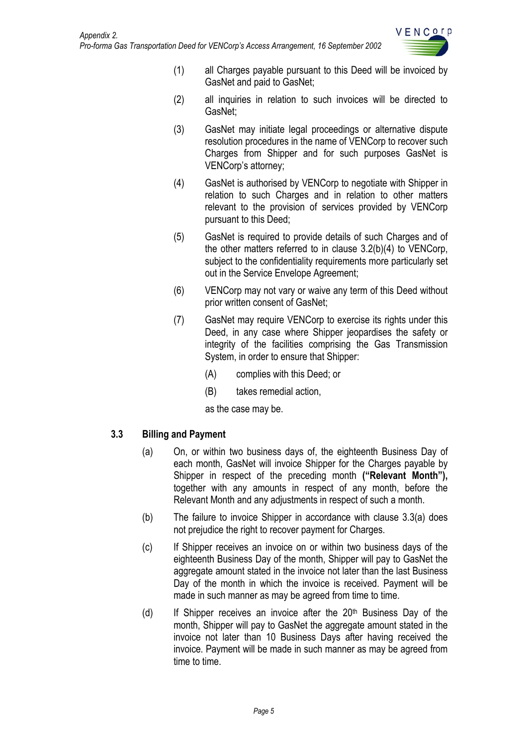(1) all Charges payable pursuant to this Deed will be invoiced by GasNet and paid to GasNet;

(2) all inquiries in relation to such invoices will be directed to GasNet;

(3) GasNet may initiate legal proceedings or alternative dispute resolution procedures in the name of VENCorp to recover such Charges from Shipper and for such purposes GasNet is VENCorp's attorney;

(4) GasNet is authorised by VENCorp to negotiate with Shipper in relation to such Charges and in relation to other matters relevant to the provision of services provided by VENCorp pursuant to this Deed;

(5) GasNet is required to provide details of such Charges and of the other matters referred to in clause 3.2(b)(4) to VENCorp, subject to the confidentiality requirements more particularly set out in the Service Envelope Agreement;

(6) VENCorp may not vary or waive any term of this Deed without prior written consent of GasNet;

(7) GasNet may require VENCorp to exercise its rights under this Deed, in any case where Shipper jeopardises the safety or integrity of the facilities comprising the Gas Transmission System, in order to ensure that Shipper:

   (A) complies with this Deed; or

   (B) takes remedial action,

   as the case may be.

### 3.3 Billing and Payment

(a) On, or within two business days of, the eighteenth Business Day of each month, GasNet will invoice Shipper for the Charges payable by Shipper in respect of the preceding month **("Relevant Month"),** together with any amounts in respect of any month, before the Relevant Month and any adjustments in respect of such a month.

(b) The failure to invoice Shipper in accordance with clause 3.3(a) does not prejudice the right to recover payment for Charges.

(c) If Shipper receives an invoice on or within two business days of the eighteenth Business Day of the month, Shipper will pay to GasNet the aggregate amount stated in the invoice not later than the last Business Day of the month in which the invoice is received. Payment will be made in such manner as may be agreed from time to time.

(d) If Shipper receives an invoice after the 20th Business Day of the month, Shipper will pay to GasNet the aggregate amount stated in the invoice not later than 10 Business Days after having received the invoice. Payment will be made in such manner as may be agreed from time to time.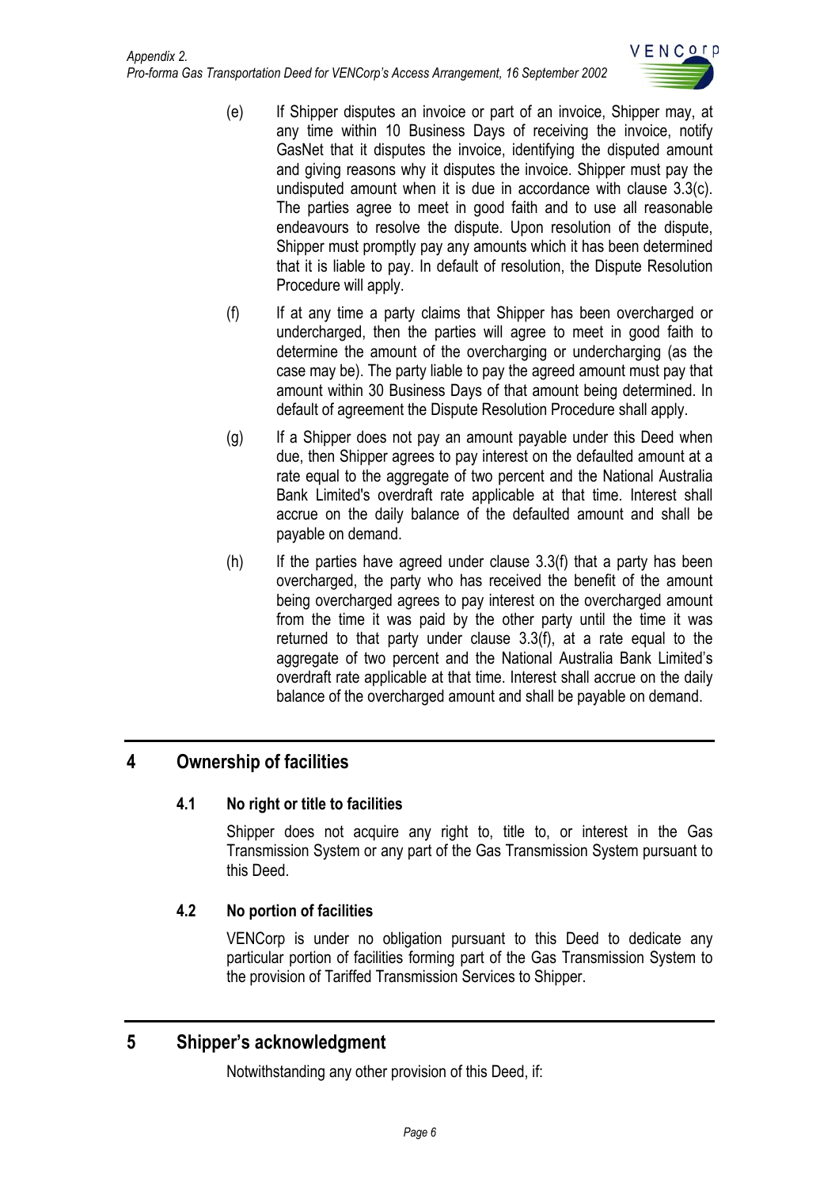(e) If Shipper disputes an invoice or part of an invoice, Shipper may, at any time within 10 Business Days of receiving the invoice, notify GasNet that it disputes the invoice, identifying the disputed amount and giving reasons why it disputes the invoice. Shipper must pay the undisputed amount when it is due in accordance with clause 3.3(c). The parties agree to meet in good faith and to use all reasonable endeavours to resolve the dispute. Upon resolution of the dispute, Shipper must promptly pay any amounts which it has been determined that it is liable to pay. In default of resolution, the Dispute Resolution Procedure will apply.

(f) If at any time a party claims that Shipper has been overcharged or undercharged, then the parties will agree to meet in good faith to determine the amount of the overcharging or undercharging (as the case may be). The party liable to pay the agreed amount must pay that amount within 30 Business Days of that amount being determined. In default of agreement the Dispute Resolution Procedure shall apply.

(g) If a Shipper does not pay an amount payable under this Deed when due, then Shipper agrees to pay interest on the defaulted amount at a rate equal to the aggregate of two percent and the National Australia Bank Limited's overdraft rate applicable at that time. Interest shall accrue on the daily balance of the defaulted amount and shall be payable on demand.

(h) If the parties have agreed under clause 3.3(f) that a party has been overcharged, the party who has received the benefit of the amount being overcharged agrees to pay interest on the overcharged amount from the time it was paid by the other party until the time it was returned to that party under clause 3.3(f), at a rate equal to the aggregate of two percent and the National Australia Bank Limited's overdraft rate applicable at that time. Interest shall accrue on the daily balance of the overcharged amount and shall be payable on demand.

## 4 Ownership of facilities

### 4.1 No right or title to facilities

Shipper does not acquire any right to, title to, or interest in the Gas Transmission System or any part of the Gas Transmission System pursuant to this Deed.

### 4.2 No portion of facilities

VENCorp is under no obligation pursuant to this Deed to dedicate any particular portion of facilities forming part of the Gas Transmission System to the provision of Tariffed Transmission Services to Shipper.

## 5 Shipper's acknowledgment

Notwithstanding any other provision of this Deed, if: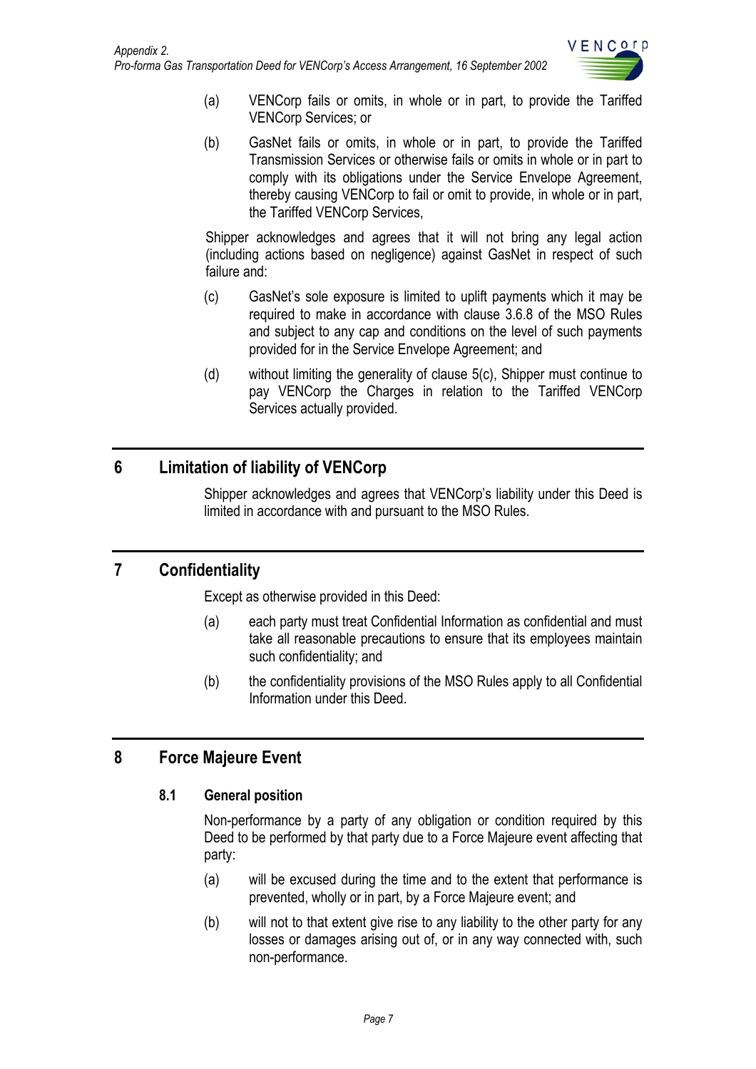(a) VENCorp fails or omits, in whole or in part, to provide the Tariffed VENCorp Services; or

(b) GasNet fails or omits, in whole or in part, to provide the Tariffed Transmission Services or otherwise fails or omits in whole or in part to comply with its obligations under the Service Envelope Agreement, thereby causing VENCorp to fail or omit to provide, in whole or in part, the Tariffed VENCorp Services,

Shipper acknowledges and agrees that it will not bring any legal action (including actions based on negligence) against GasNet in respect of such failure and:

(c) GasNet's sole exposure is limited to uplift payments which it may be required to make in accordance with clause 3.6.8 of the MSO Rules and subject to any cap and conditions on the level of such payments provided for in the Service Envelope Agreement; and

(d) without limiting the generality of clause 5(c), Shipper must continue to pay VENCorp the Charges in relation to the Tariffed VENCorp Services actually provided.

## 6 Limitation of liability of VENCorp

Shipper acknowledges and agrees that VENCorp's liability under this Deed is limited in accordance with and pursuant to the MSO Rules.

## 7 Confidentiality

Except as otherwise provided in this Deed:

(a) each party must treat Confidential Information as confidential and must take all reasonable precautions to ensure that its employees maintain such confidentiality; and

(b) the confidentiality provisions of the MSO Rules apply to all Confidential Information under this Deed.

## 8 Force Majeure Event

### 8.1 General position

Non-performance by a party of any obligation or condition required by this Deed to be performed by that party due to a Force Majeure event affecting that party:

(a) will be excused during the time and to the extent that performance is prevented, wholly or in part, by a Force Majeure event; and

(b) will not to that extent give rise to any liability to the other party for any losses or damages arising out of, or in any way connected with, such non-performance.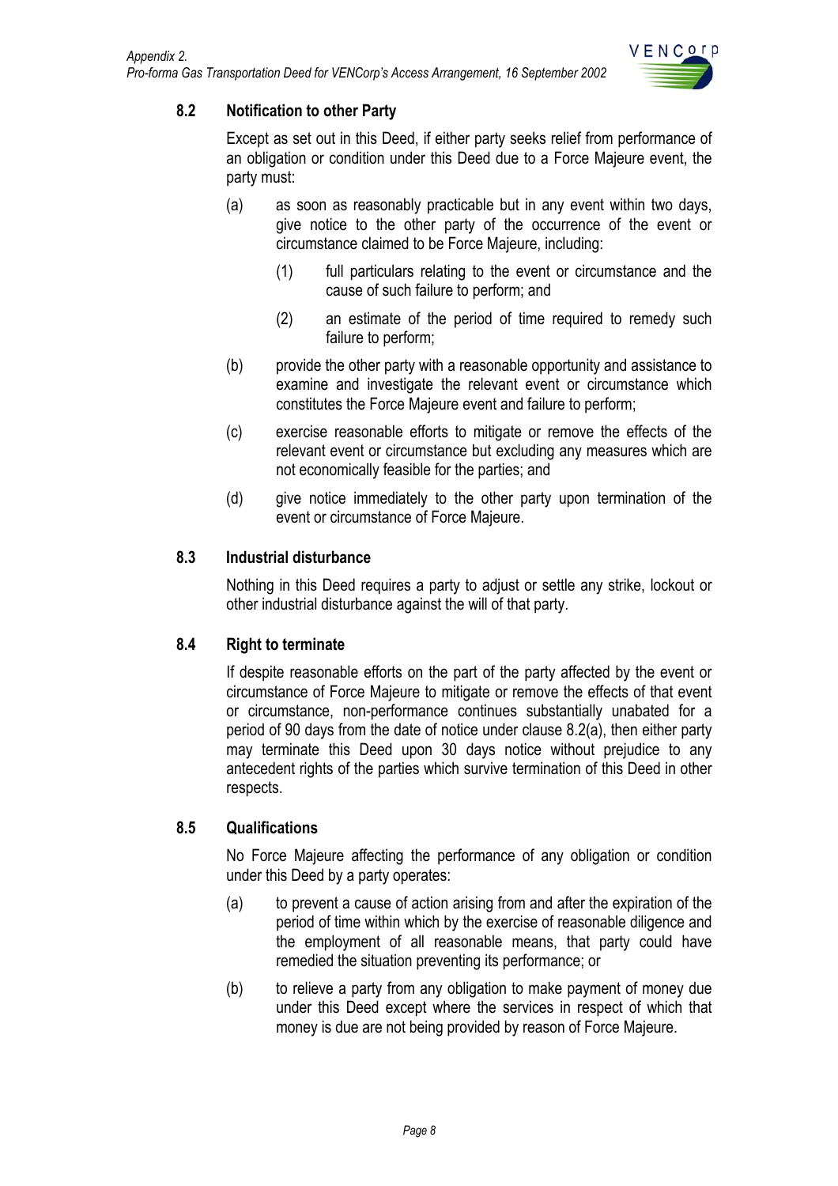### 8.2 Notification to other Party

Except as set out in this Deed, if either party seeks relief from performance of an obligation or condition under this Deed due to a Force Majeure event, the party must:

(a) as soon as reasonably practicable but in any event within two days, give notice to the other party of the occurrence of the event or circumstance claimed to be Force Majeure, including:

(1) full particulars relating to the event or circumstance and the cause of such failure to perform; and

(2) an estimate of the period of time required to remedy such failure to perform;

(b) provide the other party with a reasonable opportunity and assistance to examine and investigate the relevant event or circumstance which constitutes the Force Majeure event and failure to perform;

(c) exercise reasonable efforts to mitigate or remove the effects of the relevant event or circumstance but excluding any measures which are not economically feasible for the parties; and

(d) give notice immediately to the other party upon termination of the event or circumstance of Force Majeure.

### 8.3 Industrial disturbance

Nothing in this Deed requires a party to adjust or settle any strike, lockout or other industrial disturbance against the will of that party.

### 8.4 Right to terminate

If despite reasonable efforts on the part of the party affected by the event or circumstance of Force Majeure to mitigate or remove the effects of that event or circumstance, non-performance continues substantially unabated for a period of 90 days from the date of notice under clause 8.2(a), then either party may terminate this Deed upon 30 days notice without prejudice to any antecedent rights of the parties which survive termination of this Deed in other respects.

### 8.5 Qualifications

No Force Majeure affecting the performance of any obligation or condition under this Deed by a party operates:

(a) to prevent a cause of action arising from and after the expiration of the period of time within which by the exercise of reasonable diligence and the employment of all reasonable means, that party could have remedied the situation preventing its performance; or

(b) to relieve a party from any obligation to make payment of money due under this Deed except where the services in respect of which that money is due are not being provided by reason of Force Majeure.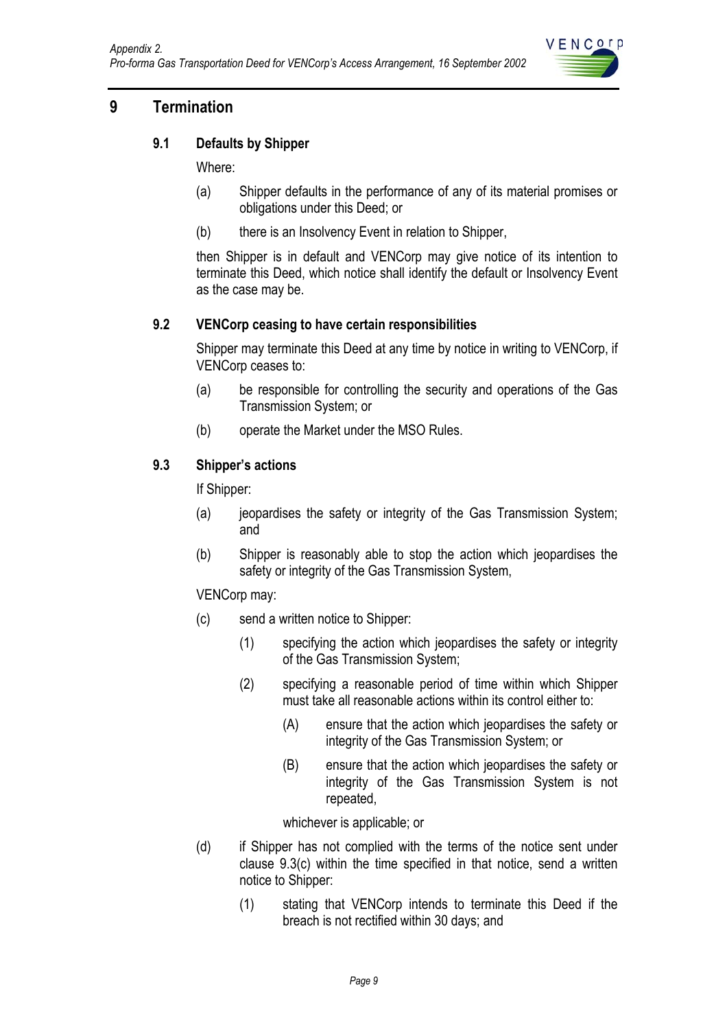# 9 Termination

## 9.1 Defaults by Shipper

Where:

(a) Shipper defaults in the performance of any of its material promises or obligations under this Deed; or

(b) there is an Insolvency Event in relation to Shipper,

then Shipper is in default and VENCorp may give notice of its intention to terminate this Deed, which notice shall identify the default or Insolvency Event as the case may be.

## 9.2 VENCorp ceasing to have certain responsibilities

Shipper may terminate this Deed at any time by notice in writing to VENCorp, if VENCorp ceases to:

(a) be responsible for controlling the security and operations of the Gas Transmission System; or

(b) operate the Market under the MSO Rules.

## 9.3 Shipper's actions

If Shipper:

(a) jeopardises the safety or integrity of the Gas Transmission System; and

(b) Shipper is reasonably able to stop the action which jeopardises the safety or integrity of the Gas Transmission System,

VENCorp may:

(c) send a written notice to Shipper:

   (1) specifying the action which jeopardises the safety or integrity of the Gas Transmission System;

   (2) specifying a reasonable period of time within which Shipper must take all reasonable actions within its control either to:

      (A) ensure that the action which jeopardises the safety or integrity of the Gas Transmission System; or

      (B) ensure that the action which jeopardises the safety or integrity of the Gas Transmission System is not repeated,

   whichever is applicable; or

(d) if Shipper has not complied with the terms of the notice sent under clause 9.3(c) within the time specified in that notice, send a written notice to Shipper:

   (1) stating that VENCorp intends to terminate this Deed if the breach is not rectified within 30 days; and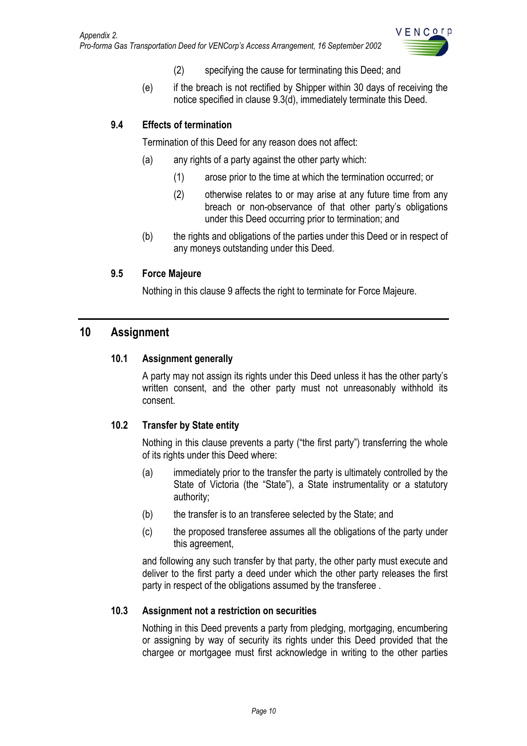(2) specifying the cause for terminating this Deed; and

(e) if the breach is not rectified by Shipper within 30 days of receiving the notice specified in clause 9.3(d), immediately terminate this Deed.

### 9.4 Effects of termination

Termination of this Deed for any reason does not affect:

(a) any rights of a party against the other party which:

(1) arose prior to the time at which the termination occurred; or

(2) otherwise relates to or may arise at any future time from any breach or non-observance of that other party's obligations under this Deed occurring prior to termination; and

(b) the rights and obligations of the parties under this Deed or in respect of any moneys outstanding under this Deed.

### 9.5 Force Majeure

Nothing in this clause 9 affects the right to terminate for Force Majeure.

## 10 Assignment

### 10.1 Assignment generally

A party may not assign its rights under this Deed unless it has the other party's written consent, and the other party must not unreasonably withhold its consent.

### 10.2 Transfer by State entity

Nothing in this clause prevents a party ("the first party") transferring the whole of its rights under this Deed where:

(a) immediately prior to the transfer the party is ultimately controlled by the State of Victoria (the "State"), a State instrumentality or a statutory authority;

(b) the transfer is to an transferee selected by the State; and

(c) the proposed transferee assumes all the obligations of the party under this agreement,

and following any such transfer by that party, the other party must execute and deliver to the first party a deed under which the other party releases the first party in respect of the obligations assumed by the transferee .

### 10.3 Assignment not a restriction on securities

Nothing in this Deed prevents a party from pledging, mortgaging, encumbering or assigning by way of security its rights under this Deed provided that the chargee or mortgagee must first acknowledge in writing to the other parties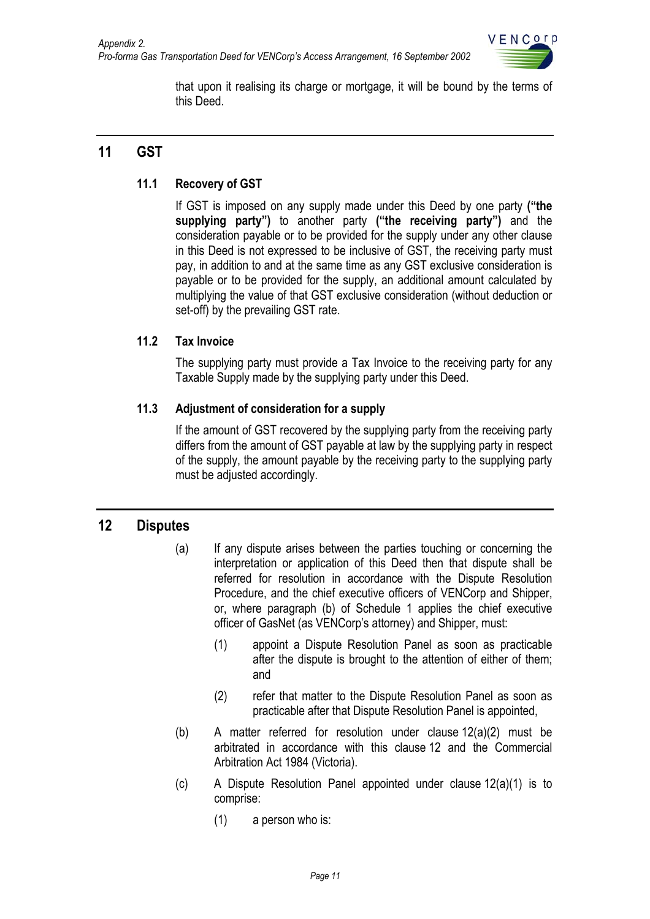that upon it realising its charge or mortgage, it will be bound by the terms of this Deed.

## 11 GST

### 11.1 Recovery of GST

If GST is imposed on any supply made under this Deed by one party **("the supplying party")** to another party **("the receiving party")** and the consideration payable or to be provided for the supply under any other clause in this Deed is not expressed to be inclusive of GST, the receiving party must pay, in addition to and at the same time as any GST exclusive consideration is payable or to be provided for the supply, an additional amount calculated by multiplying the value of that GST exclusive consideration (without deduction or set-off) by the prevailing GST rate.

### 11.2 Tax Invoice

The supplying party must provide a Tax Invoice to the receiving party for any Taxable Supply made by the supplying party under this Deed.

### 11.3 Adjustment of consideration for a supply

If the amount of GST recovered by the supplying party from the receiving party differs from the amount of GST payable at law by the supplying party in respect of the supply, the amount payable by the receiving party to the supplying party must be adjusted accordingly.

## 12 Disputes

(a) If any dispute arises between the parties touching or concerning the interpretation or application of this Deed then that dispute shall be referred for resolution in accordance with the Dispute Resolution Procedure, and the chief executive officers of VENCorp and Shipper, or, where paragraph (b) of Schedule 1 applies the chief executive officer of GasNet (as VENCorp's attorney) and Shipper, must:

(1) appoint a Dispute Resolution Panel as soon as practicable after the dispute is brought to the attention of either of them; and

(2) refer that matter to the Dispute Resolution Panel as soon as practicable after that Dispute Resolution Panel is appointed,

(b) A matter referred for resolution under clause 12(a)(2) must be arbitrated in accordance with this clause 12 and the Commercial Arbitration Act 1984 (Victoria).

(c) A Dispute Resolution Panel appointed under clause 12(a)(1) is to comprise:

(1) a person who is: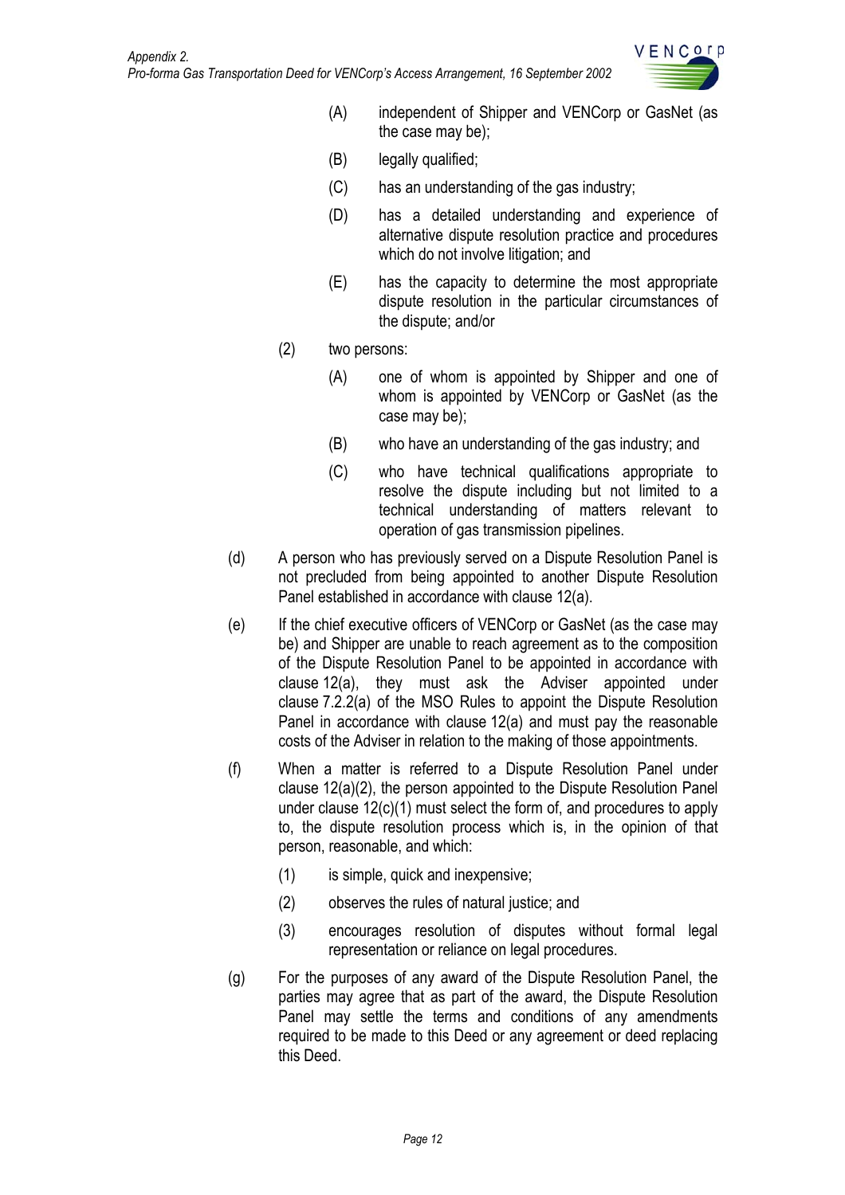(A) independent of Shipper and VENCorp or GasNet (as the case may be);

(B) legally qualified;

(C) has an understanding of the gas industry;

(D) has a detailed understanding and experience of alternative dispute resolution practice and procedures which do not involve litigation; and

(E) has the capacity to determine the most appropriate dispute resolution in the particular circumstances of the dispute; and/or

(2) two persons:

(A) one of whom is appointed by Shipper and one of whom is appointed by VENCorp or GasNet (as the case may be);

(B) who have an understanding of the gas industry; and

(C) who have technical qualifications appropriate to resolve the dispute including but not limited to a technical understanding of matters relevant to operation of gas transmission pipelines.

(d) A person who has previously served on a Dispute Resolution Panel is not precluded from being appointed to another Dispute Resolution Panel established in accordance with clause 12(a).

(e) If the chief executive officers of VENCorp or GasNet (as the case may be) and Shipper are unable to reach agreement as to the composition of the Dispute Resolution Panel to be appointed in accordance with clause 12(a), they must ask the Adviser appointed under clause 7.2.2(a) of the MSO Rules to appoint the Dispute Resolution Panel in accordance with clause 12(a) and must pay the reasonable costs of the Adviser in relation to the making of those appointments.

(f) When a matter is referred to a Dispute Resolution Panel under clause 12(a)(2), the person appointed to the Dispute Resolution Panel under clause 12(c)(1) must select the form of, and procedures to apply to, the dispute resolution process which is, in the opinion of that person, reasonable, and which:

(1) is simple, quick and inexpensive;

(2) observes the rules of natural justice; and

(3) encourages resolution of disputes without formal legal representation or reliance on legal procedures.

(g) For the purposes of any award of the Dispute Resolution Panel, the parties may agree that as part of the award, the Dispute Resolution Panel may settle the terms and conditions of any amendments required to be made to this Deed or any agreement or deed replacing this Deed.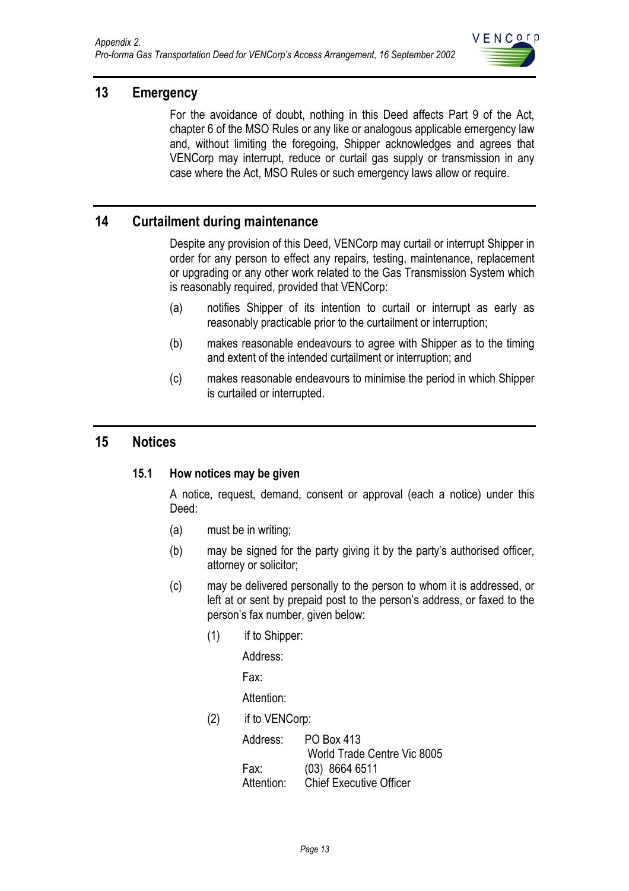## 13 Emergency

For the avoidance of doubt, nothing in this Deed affects Part 9 of the Act, chapter 6 of the MSO Rules or any like or analogous applicable emergency law and, without limiting the foregoing, Shipper acknowledges and agrees that VENCorp may interrupt, reduce or curtail gas supply or transmission in any case where the Act, MSO Rules or such emergency laws allow or require.

## 14 Curtailment during maintenance

Despite any provision of this Deed, VENCorp may curtail or interrupt Shipper in order for any person to effect any repairs, testing, maintenance, replacement or upgrading or any other work related to the Gas Transmission System which is reasonably required, provided that VENCorp:

(a) notifies Shipper of its intention to curtail or interrupt as early as reasonably practicable prior to the curtailment or interruption;

(b) makes reasonable endeavours to agree with Shipper as to the timing and extent of the intended curtailment or interruption; and

(c) makes reasonable endeavours to minimise the period in which Shipper is curtailed or interrupted.

## 15 Notices

### 15.1 How notices may be given

A notice, request, demand, consent or approval (each a notice) under this Deed:

(a) must be in writing;

(b) may be signed for the party giving it by the party's authorised officer, attorney or solicitor;

(c) may be delivered personally to the person to whom it is addressed, or left at or sent by prepaid post to the person's address, or faxed to the person's fax number, given below:

(1) if to Shipper:

Address:

Fax:

Attention:

(2) if to VENCorp:

Address: PO Box 413
World Trade Centre Vic 8005

Fax: (03) 8664 6511

Attention: Chief Executive Officer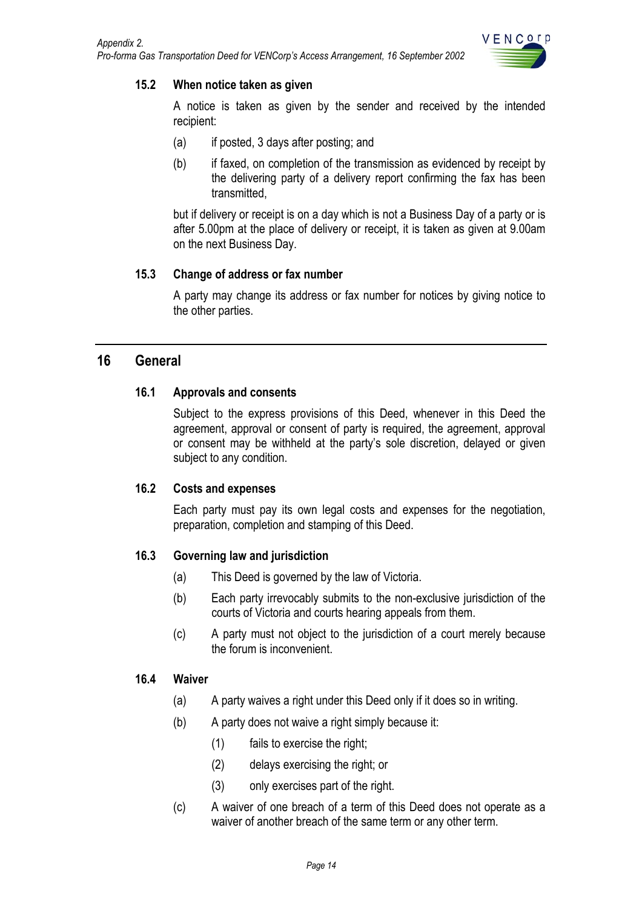### 15.2 When notice taken as given

A notice is taken as given by the sender and received by the intended recipient:

(a) if posted, 3 days after posting; and

(b) if faxed, on completion of the transmission as evidenced by receipt by the delivering party of a delivery report confirming the fax has been transmitted,

but if delivery or receipt is on a day which is not a Business Day of a party or is after 5.00pm at the place of delivery or receipt, it is taken as given at 9.00am on the next Business Day.

### 15.3 Change of address or fax number

A party may change its address or fax number for notices by giving notice to the other parties.

## 16 General

### 16.1 Approvals and consents

Subject to the express provisions of this Deed, whenever in this Deed the agreement, approval or consent of party is required, the agreement, approval or consent may be withheld at the party's sole discretion, delayed or given subject to any condition.

### 16.2 Costs and expenses

Each party must pay its own legal costs and expenses for the negotiation, preparation, completion and stamping of this Deed.

### 16.3 Governing law and jurisdiction

(a) This Deed is governed by the law of Victoria.

(b) Each party irrevocably submits to the non-exclusive jurisdiction of the courts of Victoria and courts hearing appeals from them.

(c) A party must not object to the jurisdiction of a court merely because the forum is inconvenient.

### 16.4 Waiver

(a) A party waives a right under this Deed only if it does so in writing.

(b) A party does not waive a right simply because it:

(1) fails to exercise the right;

(2) delays exercising the right; or

(3) only exercises part of the right.

(c) A waiver of one breach of a term of this Deed does not operate as a waiver of another breach of the same term or any other term.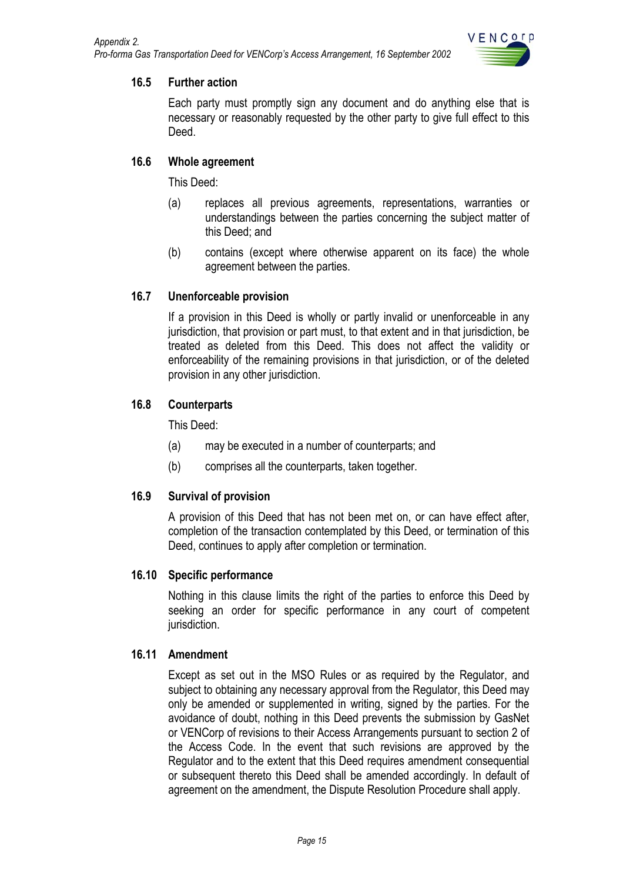### 16.5 Further action

Each party must promptly sign any document and do anything else that is necessary or reasonably requested by the other party to give full effect to this Deed.

### 16.6 Whole agreement

This Deed:

(a) replaces all previous agreements, representations, warranties or understandings between the parties concerning the subject matter of this Deed; and

(b) contains (except where otherwise apparent on its face) the whole agreement between the parties.

### 16.7 Unenforceable provision

If a provision in this Deed is wholly or partly invalid or unenforceable in any jurisdiction, that provision or part must, to that extent and in that jurisdiction, be treated as deleted from this Deed. This does not affect the validity or enforceability of the remaining provisions in that jurisdiction, or of the deleted provision in any other jurisdiction.

### 16.8 Counterparts

This Deed:

(a) may be executed in a number of counterparts; and

(b) comprises all the counterparts, taken together.

### 16.9 Survival of provision

A provision of this Deed that has not been met on, or can have effect after, completion of the transaction contemplated by this Deed, or termination of this Deed, continues to apply after completion or termination.

### 16.10 Specific performance

Nothing in this clause limits the right of the parties to enforce this Deed by seeking an order for specific performance in any court of competent jurisdiction.

### 16.11 Amendment

Except as set out in the MSO Rules or as required by the Regulator, and subject to obtaining any necessary approval from the Regulator, this Deed may only be amended or supplemented in writing, signed by the parties. For the avoidance of doubt, nothing in this Deed prevents the submission by GasNet or VENCorp of revisions to their Access Arrangements pursuant to section 2 of the Access Code. In the event that such revisions are approved by the Regulator and to the extent that this Deed requires amendment consequential or subsequent thereto this Deed shall be amended accordingly. In default of agreement on the amendment, the Dispute Resolution Procedure shall apply.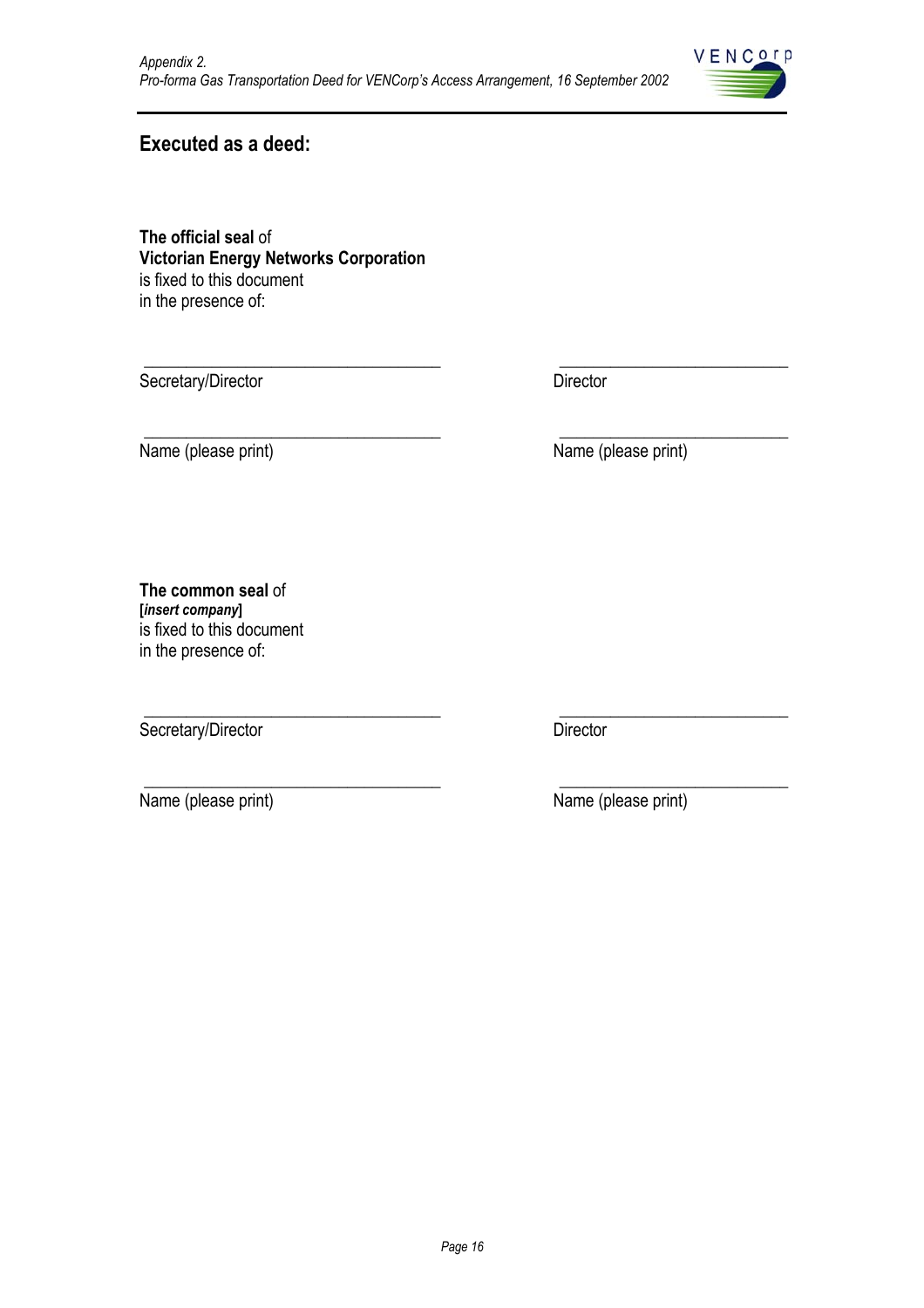## Executed as a deed:

**The official seal** of
**Victorian Energy Networks Corporation**
is fixed to this document
in the presence of:

| | |
|---|---|
| ______________________________ | ______________________________ |
| Secretary/Director | Director |
| ______________________________ | ______________________________ |
| Name (please print) | Name (please print) |

**The common seal** of
**[*insert company*]**
is fixed to this document
in the presence of:

| | |
|---|---|
| ______________________________ | ______________________________ |
| Secretary/Director | Director |
| ______________________________ | ______________________________ |
| Name (please print) | Name (please print) |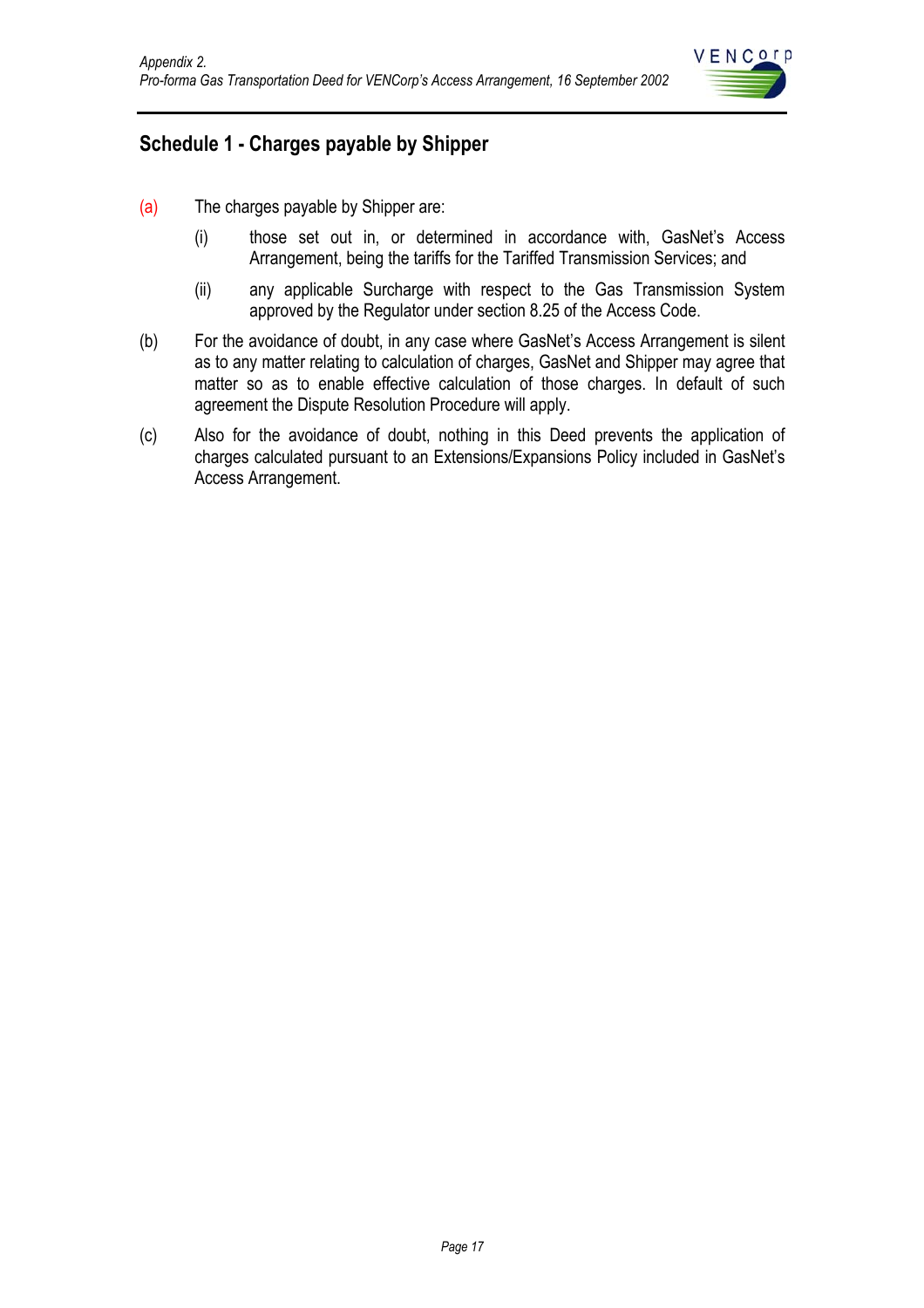## Schedule 1 - Charges payable by Shipper

(a) The charges payable by Shipper are:

   (i) those set out in, or determined in accordance with, GasNet's Access Arrangement, being the tariffs for the Tariffed Transmission Services; and

   (ii) any applicable Surcharge with respect to the Gas Transmission System approved by the Regulator under section 8.25 of the Access Code.

(b) For the avoidance of doubt, in any case where GasNet's Access Arrangement is silent as to any matter relating to calculation of charges, GasNet and Shipper may agree that matter so as to enable effective calculation of those charges. In default of such agreement the Dispute Resolution Procedure will apply.

(c) Also for the avoidance of doubt, nothing in this Deed prevents the application of charges calculated pursuant to an Extensions/Expansions Policy included in GasNet's Access Arrangement.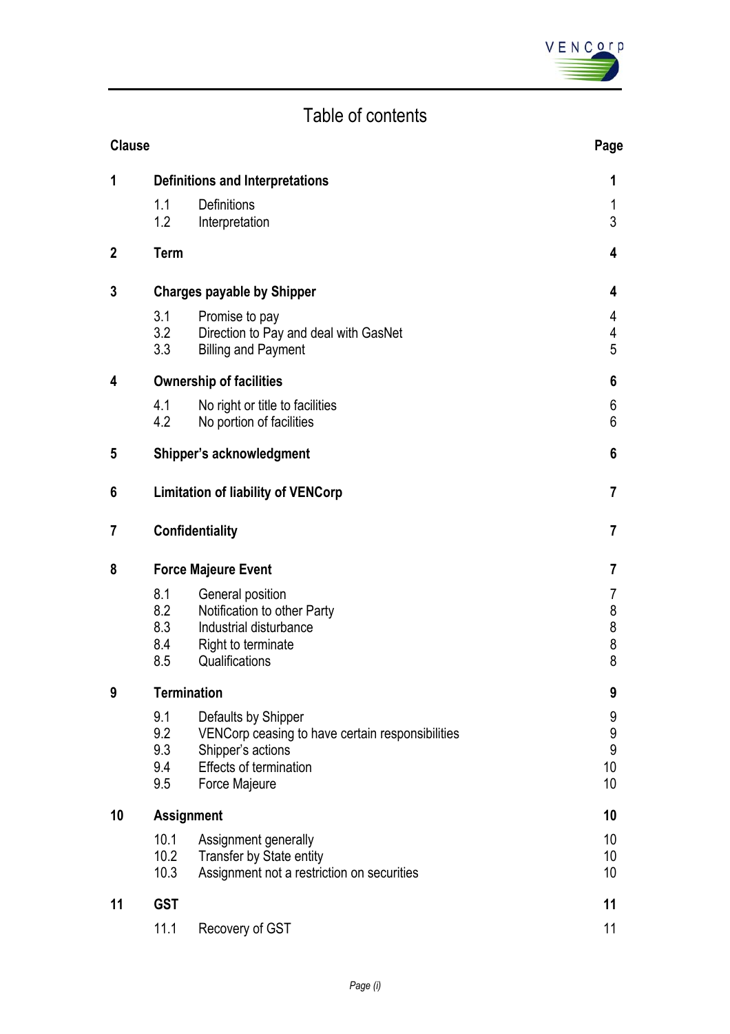# Table of contents

| Clause | | | Page |
|---|---|---|---|
| **1** | **Definitions and Interpretations** | | **1** |
| | 1.1 | Definitions | 1 |
| | 1.2 | Interpretation | 3 |
| **2** | **Term** | | **4** |
| **3** | **Charges payable by Shipper** | | **4** |
| | 3.1 | Promise to pay | 4 |
| | 3.2 | Direction to Pay and deal with GasNet | 4 |
| | 3.3 | Billing and Payment | 5 |
| **4** | **Ownership of facilities** | | **6** |
| | 4.1 | No right or title to facilities | 6 |
| | 4.2 | No portion of facilities | 6 |
| **5** | **Shipper's acknowledgment** | | **6** |
| **6** | **Limitation of liability of VENCorp** | | **7** |
| **7** | **Confidentiality** | | **7** |
| **8** | **Force Majeure Event** | | **7** |
| | 8.1 | General position | 7 |
| | 8.2 | Notification to other Party | 8 |
| | 8.3 | Industrial disturbance | 8 |
| | 8.4 | Right to terminate | 8 |
| | 8.5 | Qualifications | 8 |
| **9** | **Termination** | | **9** |
| | 9.1 | Defaults by Shipper | 9 |
| | 9.2 | VENCorp ceasing to have certain responsibilities | 9 |
| | 9.3 | Shipper's actions | 9 |
| | 9.4 | Effects of termination | 10 |
| | 9.5 | Force Majeure | 10 |
| **10** | **Assignment** | | **10** |
| | 10.1 | Assignment generally | 10 |
| | 10.2 | Transfer by State entity | 10 |
| | 10.3 | Assignment not a restriction on securities | 10 |
| **11** | **GST** | | **11** |
| | 11.1 | Recovery of GST | 11 |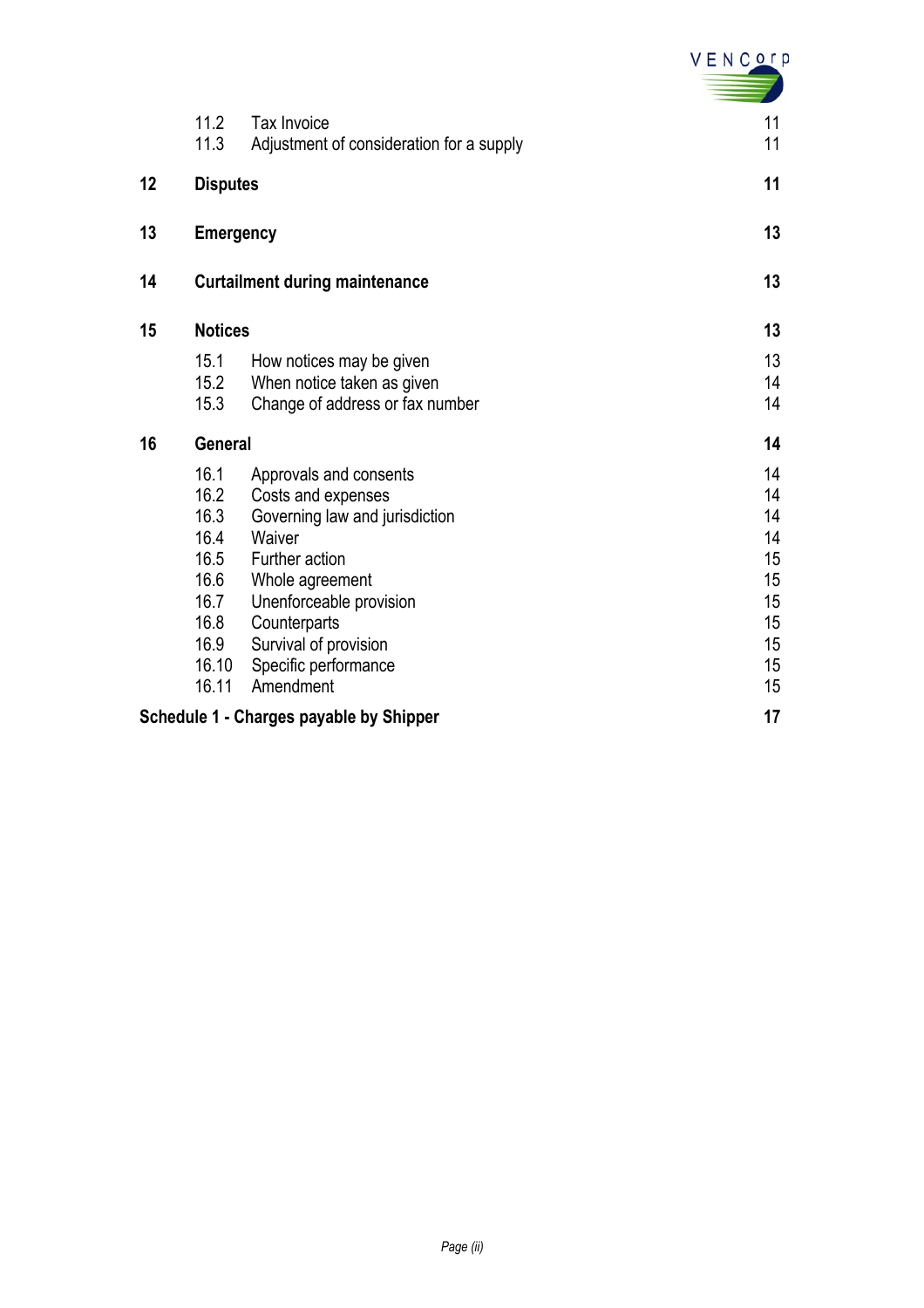| | | |
|---|---|---|
| 11.2 | Tax Invoice | 11 |
| 11.3 | Adjustment of consideration for a supply | 11 |
| **12** | **Disputes** | **11** |
| **13** | **Emergency** | **13** |
| **14** | **Curtailment during maintenance** | **13** |
| **15** | **Notices** | **13** |
| 15.1 | How notices may be given | 13 |
| 15.2 | When notice taken as given | 14 |
| 15.3 | Change of address or fax number | 14 |
| **16** | **General** | **14** |
| 16.1 | Approvals and consents | 14 |
| 16.2 | Costs and expenses | 14 |
| 16.3 | Governing law and jurisdiction | 14 |
| 16.4 | Waiver | 14 |
| 16.5 | Further action | 15 |
| 16.6 | Whole agreement | 15 |
| 16.7 | Unenforceable provision | 15 |
| 16.8 | Counterparts | 15 |
| 16.9 | Survival of provision | 15 |
| 16.10 | Specific performance | 15 |
| 16.11 | Amendment | 15 |
| **Schedule 1 - Charges payable by Shipper** | | **17** |